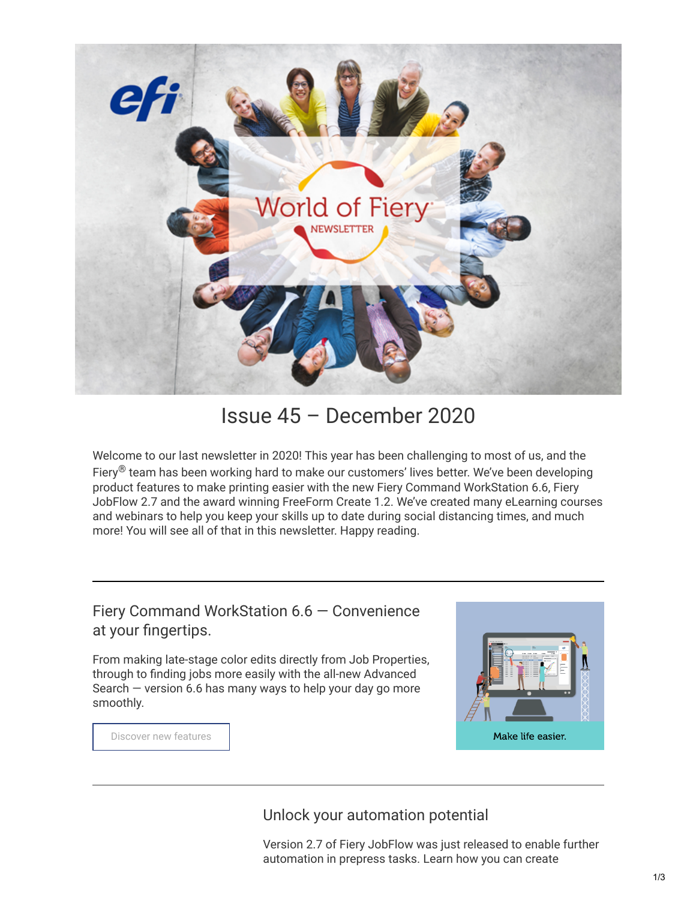# Issue 45 – December 2020

Welcome to our last newsletter in 2020! This year has been challenging to most of us, and the Fiery® team has been working hard to make our customers' lives better. We've been developing product features to make printing easier with the new Fiery Command WorkStation 6.6, Fiery JobFlow 2.7 and the award winning FreeForm Create 1.2. We've created many eLearning courses and webinars to help you keep your skills up to date during social distancing times, and much more! You will see all of that in this newsletter. Happy reading.

---

## Fiery Command WorkStation 6.6 — Convenience at your fingertips.

From making late-stage color edits directly from Job Properties, through to finding jobs more easily with the all-new Advanced Search — version 6.6 has many ways to help your day go more smoothly.

Discover new features

Make life easier.

---

## Unlock your automation potential

Version 2.7 of Fiery JobFlow was just released to enable further automation in prepress tasks. Learn how you can create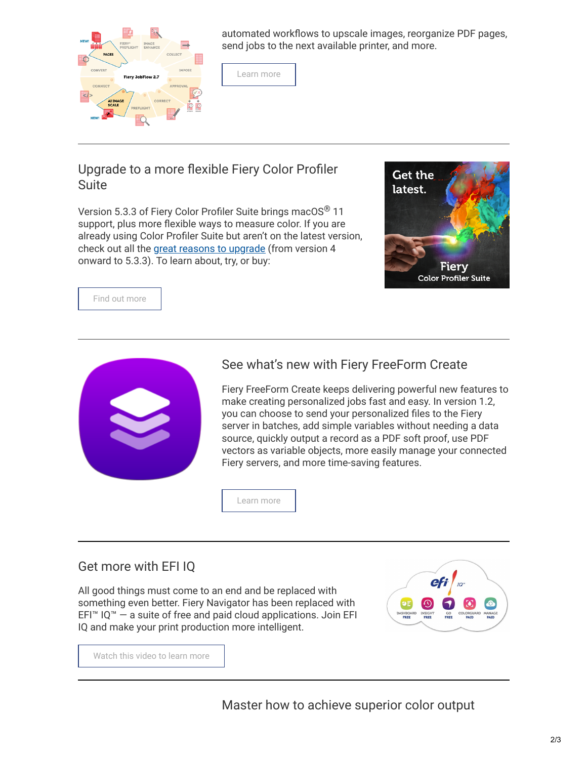automated workflows to upscale images, reorganize PDF pages, send jobs to the next available printer, and more.

Learn more

## Upgrade to a more flexible Fiery Color Profiler Suite

Version 5.3.3 of Fiery Color Profiler Suite brings macOS® 11 support, plus more flexible ways to measure color. If you are already using Color Profiler Suite but aren't on the latest version, check out all the great reasons to upgrade (from version 4 onward to 5.3.3). To learn about, try, or buy:

Find out more

## See what's new with Fiery FreeForm Create

Fiery FreeForm Create keeps delivering powerful new features to make creating personalized jobs fast and easy. In version 1.2, you can choose to send your personalized files to the Fiery server in batches, add simple variables without needing a data source, quickly output a record as a PDF soft proof, use PDF vectors as variable objects, more easily manage your connected Fiery servers, and more time-saving features.

Learn more

## Get more with EFI IQ

All good things must come to an end and be replaced with something even better. Fiery Navigator has been replaced with EFI™ IQ™ — a suite of free and paid cloud applications. Join EFI IQ and make your print production more intelligent.

Watch this video to learn more

## Master how to achieve superior color output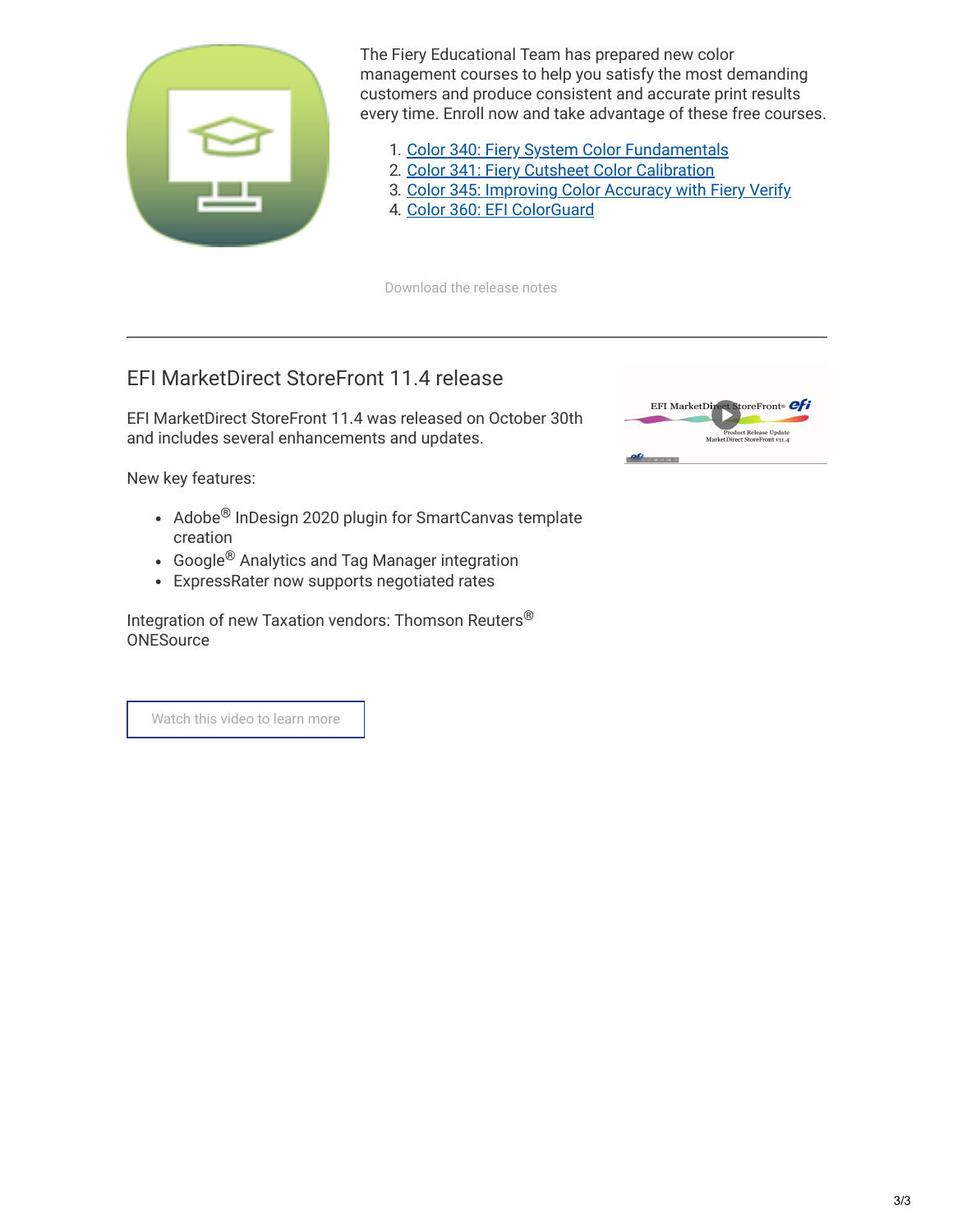The Fiery Educational Team has prepared new color management courses to help you satisfy the most demanding customers and produce consistent and accurate print results every time. Enroll now and take advantage of these free courses.

1. Color 340: Fiery System Color Fundamentals
2. Color 341: Fiery Cutsheet Color Calibration
3. Color 345: Improving Color Accuracy with Fiery Verify
4. Color 360: EFI ColorGuard

Download the release notes

---

## EFI MarketDirect StoreFront 11.4 release

EFI MarketDirect StoreFront 11.4 was released on October 30th and includes several enhancements and updates.

New key features:

- Adobe® InDesign 2020 plugin for SmartCanvas template creation
- Google® Analytics and Tag Manager integration
- ExpressRater now supports negotiated rates

Integration of new Taxation vendors: Thomson Reuters® ONESource

Watch this video to learn more